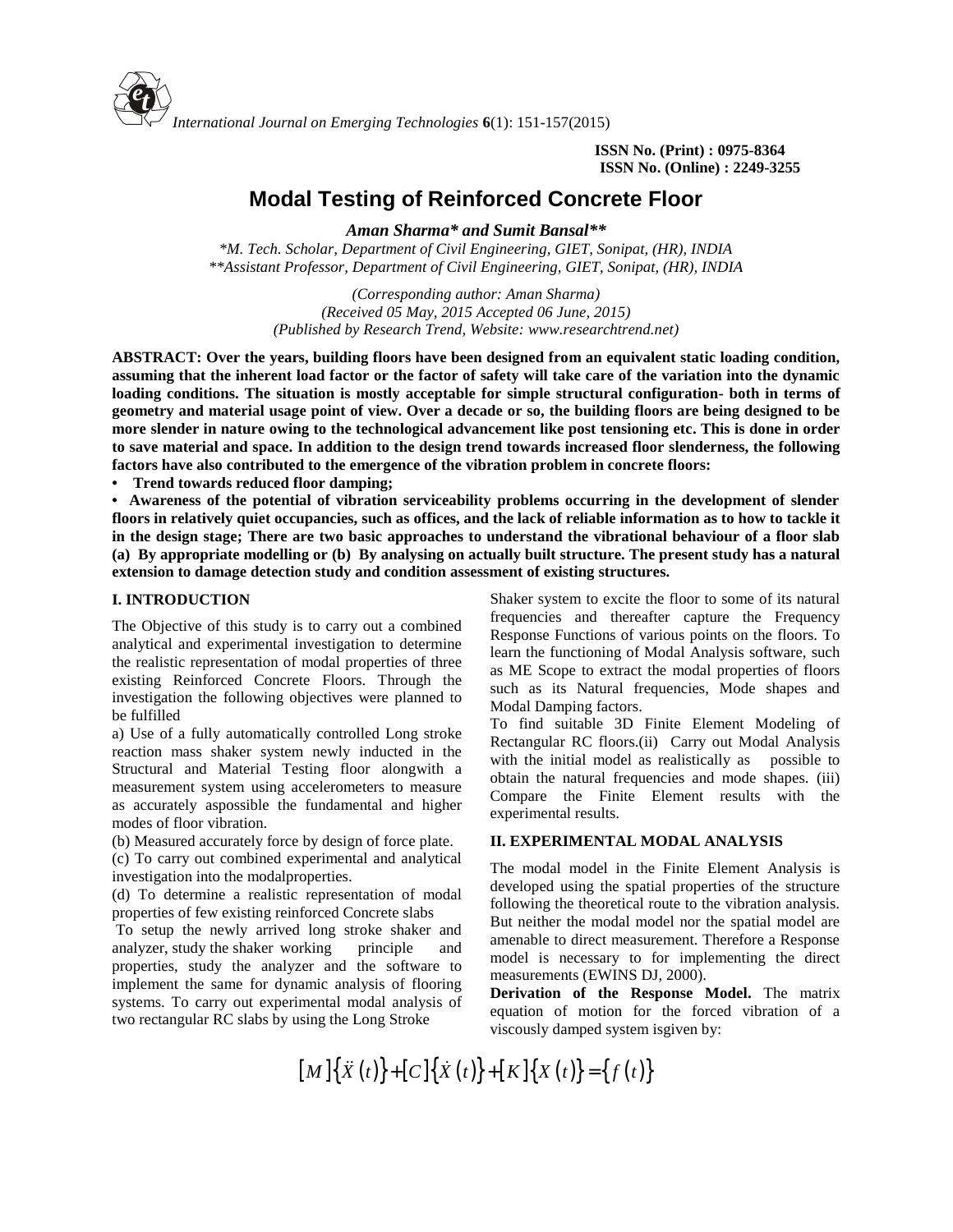ISSN No. (Print) : 0975-8364
ISSN No. (Online) : 2249-3255

# Modal Testing of Reinforced Concrete Floor

***Aman Sharma\* and Sumit Bansal\*\****

*\*M. Tech. Scholar, Department of Civil Engineering, GIET, Sonipat, (HR), INDIA*
*\*\*Assistant Professor, Department of Civil Engineering, GIET, Sonipat, (HR), INDIA*

*(Corresponding author: Aman Sharma)*
*(Received 05 May, 2015 Accepted 06 June, 2015)*
*(Published by Research Trend, Website: www.researchtrend.net)*

**ABSTRACT: Over the years, building floors have been designed from an equivalent static loading condition, assuming that the inherent load factor or the factor of safety will take care of the variation into the dynamic loading conditions. The situation is mostly acceptable for simple structural configuration- both in terms of geometry and material usage point of view. Over a decade or so, the building floors are being designed to be more slender in nature owing to the technological advancement like post tensioning etc. This is done in order to save material and space. In addition to the design trend towards increased floor slenderness, the following factors have also contributed to the emergence of the vibration problem in concrete floors:**

- **Trend towards reduced floor damping;**
- **Awareness of the potential of vibration serviceability problems occurring in the development of slender floors in relatively quiet occupancies, such as offices, and the lack of reliable information as to how to tackle it in the design stage; There are two basic approaches to understand the vibrational behaviour of a floor slab (a) By appropriate modelling or (b) By analysing on actually built structure. The present study has a natural extension to damage detection study and condition assessment of existing structures.**

## I. INTRODUCTION

The Objective of this study is to carry out a combined analytical and experimental investigation to determine the realistic representation of modal properties of three existing Reinforced Concrete Floors. Through the investigation the following objectives were planned to be fulfilled

a) Use of a fully automatically controlled Long stroke reaction mass shaker system newly inducted in the Structural and Material Testing floor alongwith a measurement system using accelerometers to measure as accurately aspossible the fundamental and higher modes of floor vibration.

(b) Measured accurately force by design of force plate.

(c) To carry out combined experimental and analytical investigation into the modalproperties.

(d) To determine a realistic representation of modal properties of few existing reinforced Concrete slabs

To setup the newly arrived long stroke shaker and analyzer, study the shaker working principle and properties, study the analyzer and the software to implement the same for dynamic analysis of flooring systems. To carry out experimental modal analysis of two rectangular RC slabs by using the Long Stroke Shaker system to excite the floor to some of its natural frequencies and thereafter capture the Frequency Response Functions of various points on the floors. To learn the functioning of Modal Analysis software, such as ME Scope to extract the modal properties of floors such as its Natural frequencies, Mode shapes and Modal Damping factors.

To find suitable 3D Finite Element Modeling of Rectangular RC floors.(ii) Carry out Modal Analysis with the initial model as realistically as possible to obtain the natural frequencies and mode shapes. (iii) Compare the Finite Element results with the experimental results.

## II. EXPERIMENTAL MODAL ANALYSIS

The modal model in the Finite Element Analysis is developed using the spatial properties of the structure following the theoretical route to the vibration analysis. But neither the modal model nor the spatial model are amenable to direct measurement. Therefore a Response model is necessary to for implementing the direct measurements (EWINS DJ, 2000).

**Derivation of the Response Model.** The matrix equation of motion for the forced vibration of a viscously damped system isgiven by:

$$[M]\{\ddot{X}(t)\}+[C]\{\dot{X}(t)\}+[K]\{X(t)\}=\{f(t)\}$$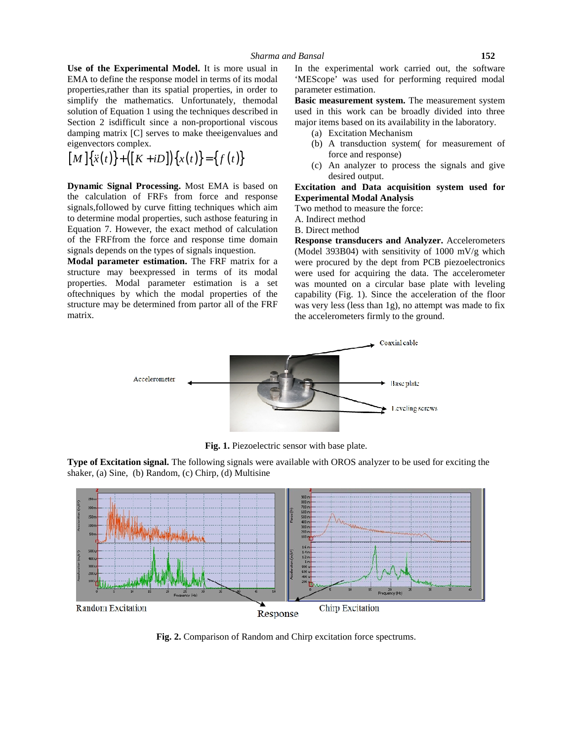**Use of the Experimental Model.** It is more usual in EMA to define the response model in terms of its modal properties,rather than its spatial properties, in order to simplify the mathematics. Unfortunately, themodal solution of Equation 1 using the techniques described in Section 2 isdifficult since a non-proportional viscous damping matrix [C] serves to make theeigenvalues and eigenvectors complex.

$$[M]\{\ddot{x}(t)\}+([K+iD])\{x(t)\}=\{f(t)\}$$

**Dynamic Signal Processing.** Most EMA is based on the calculation of FRFs from force and response signals,followed by curve fitting techniques which aim to determine modal properties, such asthose featuring in Equation 7. However, the exact method of calculation of the FRFfrom the force and response time domain signals depends on the types of signals inquestion.

**Modal parameter estimation.** The FRF matrix for a structure may beexpressed in terms of its modal properties. Modal parameter estimation is a set oftechniques by which the modal properties of the structure may be determined from partor all of the FRF matrix.

In the experimental work carried out, the software 'MEScope' was used for performing required modal parameter estimation.

**Basic measurement system.** The measurement system used in this work can be broadly divided into three major items based on its availability in the laboratory.

(a) Excitation Mechanism
(b) A transduction system( for measurement of force and response)
(c) An analyzer to process the signals and give desired output.

**Excitation and Data acquisition system used for Experimental Modal Analysis**

Two method to measure the force:

A. Indirect method

B. Direct method

**Response transducers and Analyzer.** Accelerometers (Model 393B04) with sensitivity of 1000 mV/g which were procured by the dept from PCB piezoelectronics were used for acquiring the data. The accelerometer was mounted on a circular base plate with leveling capability (Fig. 1). Since the acceleration of the floor was very less (less than 1g), no attempt was made to fix the accelerometers firmly to the ground.

**Fig. 1.** Piezoelectric sensor with base plate.

**Type of Excitation signal.** The following signals were available with OROS analyzer to be used for exciting the shaker, (a) Sine, (b) Random, (c) Chirp, (d) Multisine

**Fig. 2.** Comparison of Random and Chirp excitation force spectrums.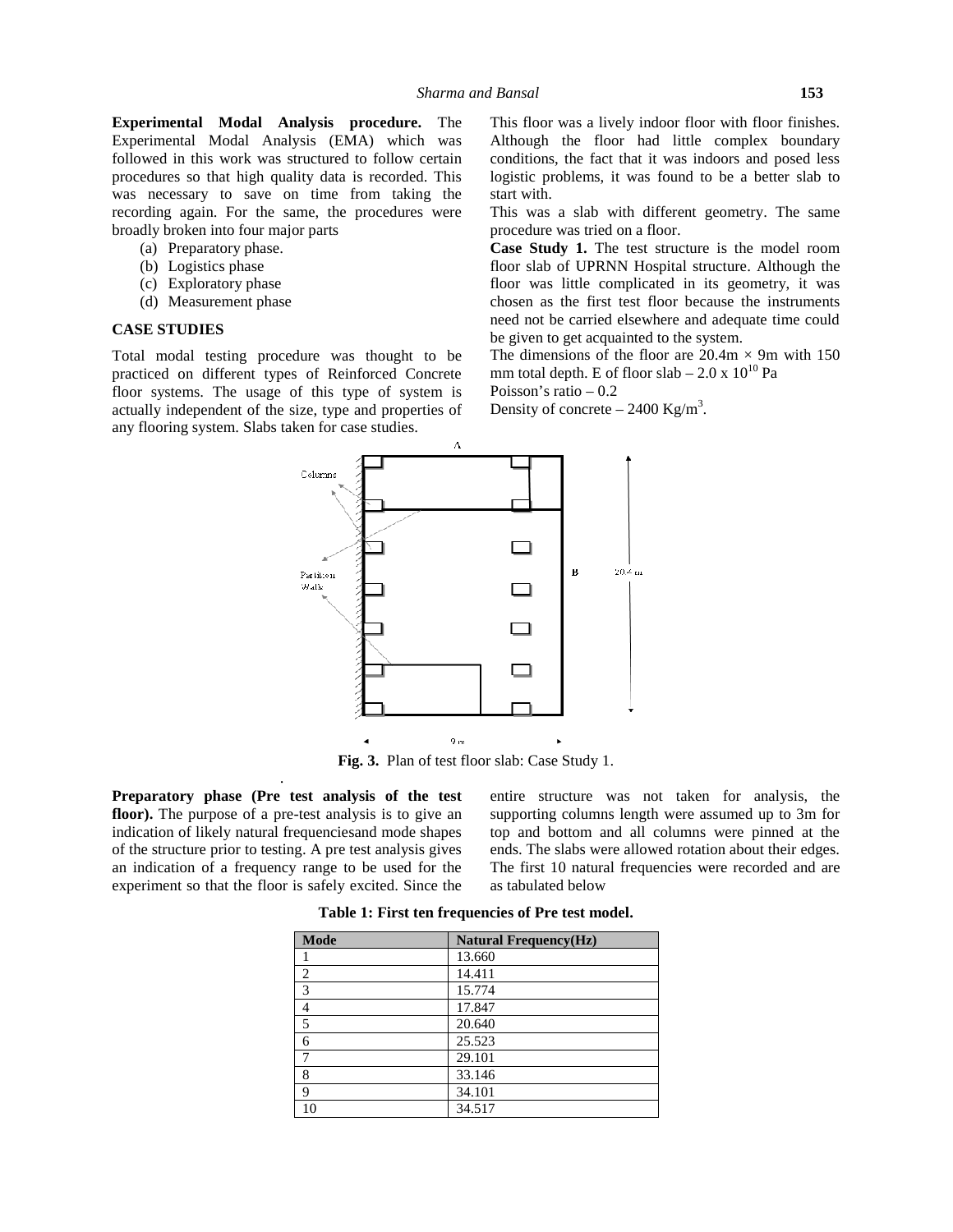**Experimental Modal Analysis procedure.** The Experimental Modal Analysis (EMA) which was followed in this work was structured to follow certain procedures so that high quality data is recorded. This was necessary to save on time from taking the recording again. For the same, the procedures were broadly broken into four major parts

(a) Preparatory phase.
(b) Logistics phase
(c) Exploratory phase
(d) Measurement phase

## CASE STUDIES

Total modal testing procedure was thought to be practiced on different types of Reinforced Concrete floor systems. The usage of this type of system is actually independent of the size, type and properties of any flooring system. Slabs taken for case studies.

This floor was a lively indoor floor with floor finishes. Although the floor had little complex boundary conditions, the fact that it was indoors and posed less logistic problems, it was found to be a better slab to start with.

This was a slab with different geometry. The same procedure was tried on a floor.

**Case Study 1.** The test structure is the model room floor slab of UPRNN Hospital structure. Although the floor was little complicated in its geometry, it was chosen as the first test floor because the instruments need not be carried elsewhere and adequate time could be given to get acquainted to the system.

The dimensions of the floor are 20.4m × 9m with 150 mm total depth. E of floor slab – $2.0 \times 10^{10}$ Pa
Poisson's ratio – 0.2
Density of concrete – 2400 Kg/m$^3$.

**Fig. 3.** Plan of test floor slab: Case Study 1.

**Preparatory phase (Pre test analysis of the test floor).** The purpose of a pre-test analysis is to give an indication of likely natural frequenciesand mode shapes of the structure prior to testing. A pre test analysis gives an indication of a frequency range to be used for the experiment so that the floor is safely excited. Since the entire structure was not taken for analysis, the supporting columns length were assumed up to 3m for top and bottom and all columns were pinned at the ends. The slabs were allowed rotation about their edges. The first 10 natural frequencies were recorded and are as tabulated below

**Table 1: First ten frequencies of Pre test model.**

| Mode | Natural Frequency(Hz) |
|---|---|
| 1 | 13.660 |
| 2 | 14.411 |
| 3 | 15.774 |
| 4 | 17.847 |
| 5 | 20.640 |
| 6 | 25.523 |
| 7 | 29.101 |
| 8 | 33.146 |
| 9 | 34.101 |
| 10 | 34.517 |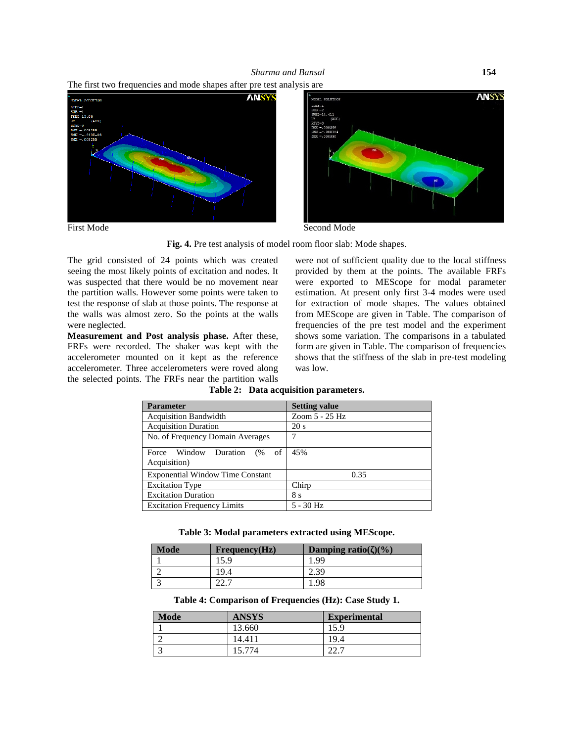The first two frequencies and mode shapes after pre test analysis are

First Mode

Second Mode

**Fig. 4.** Pre test analysis of model room floor slab: Mode shapes.

The grid consisted of 24 points which was created seeing the most likely points of excitation and nodes. It was suspected that there would be no movement near the partition walls. However some points were taken to test the response of slab at those points. The response at the walls was almost zero. So the points at the walls were neglected.

**Measurement and Post analysis phase.** After these, FRFs were recorded. The shaker was kept with the accelerometer mounted on it kept as the reference accelerometer. Three accelerometers were roved along the selected points. The FRFs near the partition walls were not of sufficient quality due to the local stiffness provided by them at the points. The available FRFs were exported to MEScope for modal parameter estimation. At present only first 3-4 modes were used for extraction of mode shapes. The values obtained from MEScope are given in Table. The comparison of frequencies of the pre test model and the experiment shows some variation. The comparisons in a tabulated form are given in Table. The comparison of frequencies shows that the stiffness of the slab in pre-test modeling was low.

**Table 2: Data acquisition parameters.**

| Parameter | Setting value |
| --- | --- |
| Acquisition Bandwidth | Zoom 5 - 25 Hz |
| Acquisition Duration | 20 s |
| No. of Frequency Domain Averages | 7 |
| Force Window Duration (% of Acquisition) | 45% |
| Exponential Window Time Constant | 0.35 |
| Excitation Type | Chirp |
| Excitation Duration | 8 s |
| Excitation Frequency Limits | 5 - 30 Hz |

**Table 3: Modal parameters extracted using MEScope.**

| Mode | Frequency(Hz) | Damping ratio(ζ)(%) |
| --- | --- | --- |
| 1 | 15.9 | 1.99 |
| 2 | 19.4 | 2.39 |
| 3 | 22.7 | 1.98 |

**Table 4: Comparison of Frequencies (Hz): Case Study 1.**

| Mode | ANSYS | Experimental |
| --- | --- | --- |
| 1 | 13.660 | 15.9 |
| 2 | 14.411 | 19.4 |
| 3 | 15.774 | 22.7 |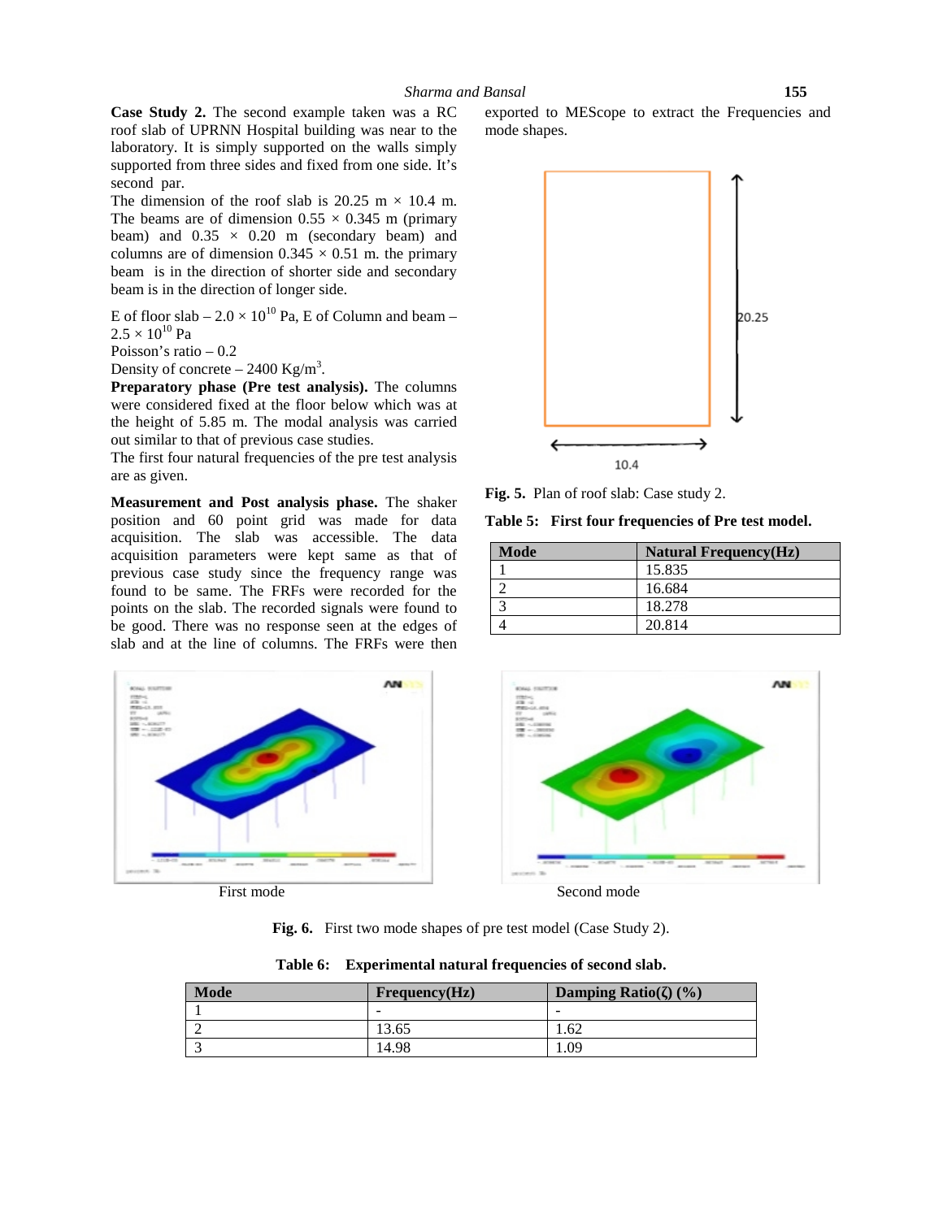**Case Study 2.** The second example taken was a RC roof slab of UPRNN Hospital building was near to the laboratory. It is simply supported on the walls simply supported from three sides and fixed from one side. It's second par.

The dimension of the roof slab is 20.25 m × 10.4 m. The beams are of dimension 0.55 × 0.345 m (primary beam) and 0.35 × 0.20 m (secondary beam) and columns are of dimension 0.345 × 0.51 m. the primary beam is in the direction of shorter side and secondary beam is in the direction of longer side.

E of floor slab – $2.0 \times 10^{10}$ Pa, E of Column and beam – $2.5 \times 10^{10}$ Pa

Poisson's ratio – 0.2

Density of concrete – 2400 Kg/m$^3$.

**Preparatory phase (Pre test analysis).** The columns were considered fixed at the floor below which was at the height of 5.85 m. The modal analysis was carried out similar to that of previous case studies.

The first four natural frequencies of the pre test analysis are as given.

**Measurement and Post analysis phase.** The shaker position and 60 point grid was made for data acquisition. The slab was accessible. The data acquisition parameters were kept same as that of previous case study since the frequency range was found to be same. The FRFs were recorded for the points on the slab. The recorded signals were found to be good. There was no response seen at the edges of slab and at the line of columns. The FRFs were then exported to MEScope to extract the Frequencies and mode shapes.

**Fig. 5.** Plan of roof slab: Case study 2.

**Table 5: First four frequencies of Pre test model.**

| Mode | Natural Frequency(Hz) |
|---|---|
| 1 | 15.835 |
| 2 | 16.684 |
| 3 | 18.278 |
| 4 | 20.814 |

First mode

Second mode

**Fig. 6.** First two mode shapes of pre test model (Case Study 2).

**Table 6: Experimental natural frequencies of second slab.**

| Mode | Frequency(Hz) | Damping Ratio(ζ) (%) |
|---|---|---|
| 1 | - | - |
| 2 | 13.65 | 1.62 |
| 3 | 14.98 | 1.09 |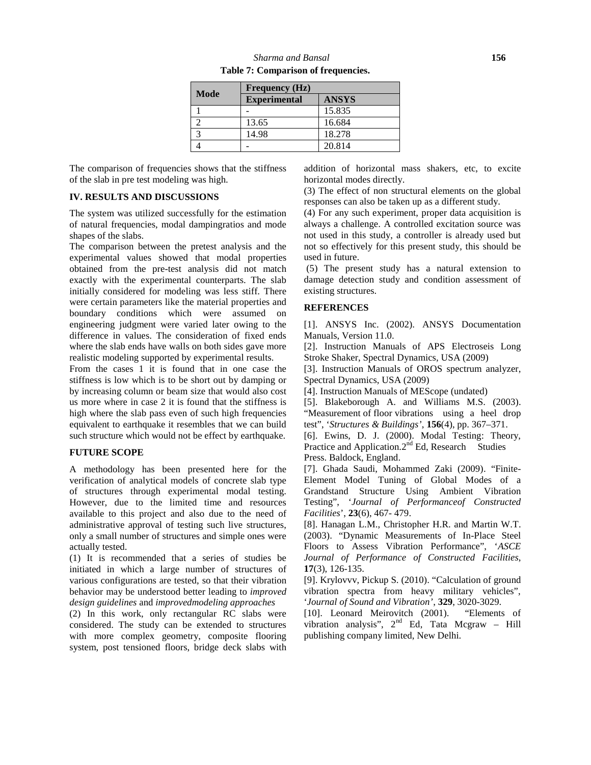**Table 7: Comparison of frequencies.**

| Mode | Frequency (Hz) | |
|---|---|---|
| | **Experimental** | **ANSYS** |
| 1 | - | 15.835 |
| 2 | 13.65 | 16.684 |
| 3 | 14.98 | 18.278 |
| 4 | - | 20.814 |

The comparison of frequencies shows that the stiffness of the slab in pre test modeling was high.

## IV. RESULTS AND DISCUSSIONS

The system was utilized successfully for the estimation of natural frequencies, modal dampingratios and mode shapes of the slabs.

The comparison between the pretest analysis and the experimental values showed that modal properties obtained from the pre-test analysis did not match exactly with the experimental counterparts. The slab initially considered for modeling was less stiff. There were certain parameters like the material properties and boundary conditions which were assumed on engineering judgment were varied later owing to the difference in values. The consideration of fixed ends where the slab ends have walls on both sides gave more realistic modeling supported by experimental results.

From the cases 1 it is found that in one case the stiffness is low which is to be short out by damping or by increasing column or beam size that would also cost us more where in case 2 it is found that the stiffness is high where the slab pass even of such high frequencies equivalent to earthquake it resembles that we can build such structure which would not be effect by earthquake.

## FUTURE SCOPE

A methodology has been presented here for the verification of analytical models of concrete slab type of structures through experimental modal testing. However, due to the limited time and resources available to this project and also due to the need of administrative approval of testing such live structures, only a small number of structures and simple ones were actually tested.

(1) It is recommended that a series of studies be initiated in which a large number of structures of various configurations are tested, so that their vibration behavior may be understood better leading to *improved design guidelines* and *improvedmodeling approaches*

(2) In this work, only rectangular RC slabs were considered. The study can be extended to structures with more complex geometry, composite flooring system, post tensioned floors, bridge deck slabs with addition of horizontal mass shakers, etc, to excite horizontal modes directly.

(3) The effect of non structural elements on the global responses can also be taken up as a different study.

(4) For any such experiment, proper data acquisition is always a challenge. A controlled excitation source was not used in this study, a controller is already used but not so effectively for this present study, this should be used in future.

(5) The present study has a natural extension to damage detection study and condition assessment of existing structures.

## REFERENCES

[1]. ANSYS Inc. (2002). ANSYS Documentation Manuals, Version 11.0.

[2]. Instruction Manuals of APS Electroseis Long Stroke Shaker, Spectral Dynamics, USA (2009)

[3]. Instruction Manuals of OROS spectrum analyzer, Spectral Dynamics, USA (2009)

[4]. Instruction Manuals of MEScope (undated)

[5]. Blakeborough A. and Williams M.S. (2003). "Measurement of floor vibrations using a heel drop test", '*Structures & Buildings'*, **156**(4), pp. 367–371.

[6]. Ewins, D. J. (2000). Modal Testing: Theory, Practice and Application.2nd Ed, Research Studies Press. Baldock, England.

[7]. Ghada Saudi, Mohammed Zaki (2009). "Finite-Element Model Tuning of Global Modes of a Grandstand Structure Using Ambient Vibration Testing", '*Journal of Performanceof Constructed Facilities*', **23**(6), 467- 479.

[8]. Hanagan L.M., Christopher H.R. and Martin W.T. (2003). "Dynamic Measurements of In-Place Steel Floors to Assess Vibration Performance", '*ASCE Journal of Performance of Constructed Facilities*, **17**(3), 126-135.

[9]. Krylovvv, Pickup S. (2010). "Calculation of ground vibration spectra from heavy military vehicles", '*Journal of Sound and Vibration'*, **329**, 3020-3029.

[10]. Leonard Meirovitch (2001). "Elements of vibration analysis", 2nd Ed, Tata Mcgraw – Hill publishing company limited, New Delhi.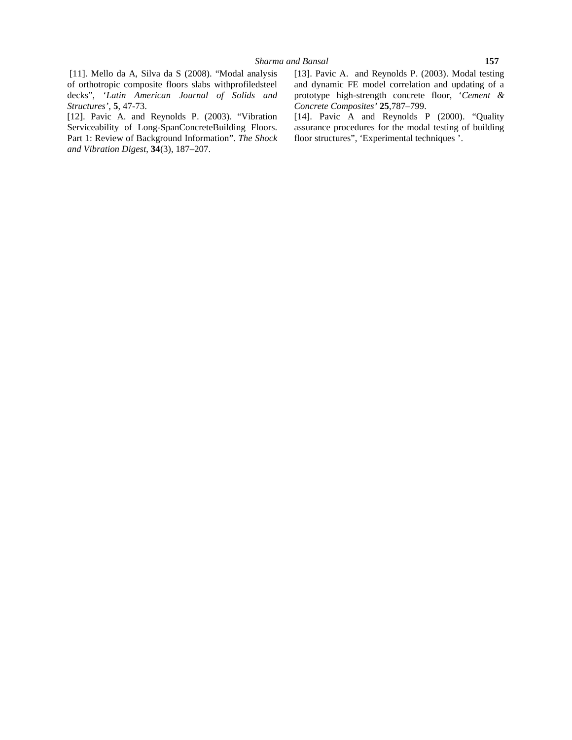[11]. Mello da A, Silva da S (2008). “Modal analysis of orthotropic composite floors slabs withprofiledsteel decks”, ‘*Latin American Journal of Solids and Structures’*, **5**, 47-73.

[12]. Pavic A. and Reynolds P. (2003). “Vibration Serviceability of Long-SpanConcreteBuilding Floors. Part 1: Review of Background Information”. *The Shock and Vibration Digest*, **34**(3), 187–207.

[13]. Pavic A. and Reynolds P. (2003). Modal testing and dynamic FE model correlation and updating of a prototype high-strength concrete floor, ‘*Cement & Concrete Composites’* **25**,787–799.

[14]. Pavic A and Reynolds P (2000). “Quality assurance procedures for the modal testing of building floor structures”, ‘Experimental techniques ’.